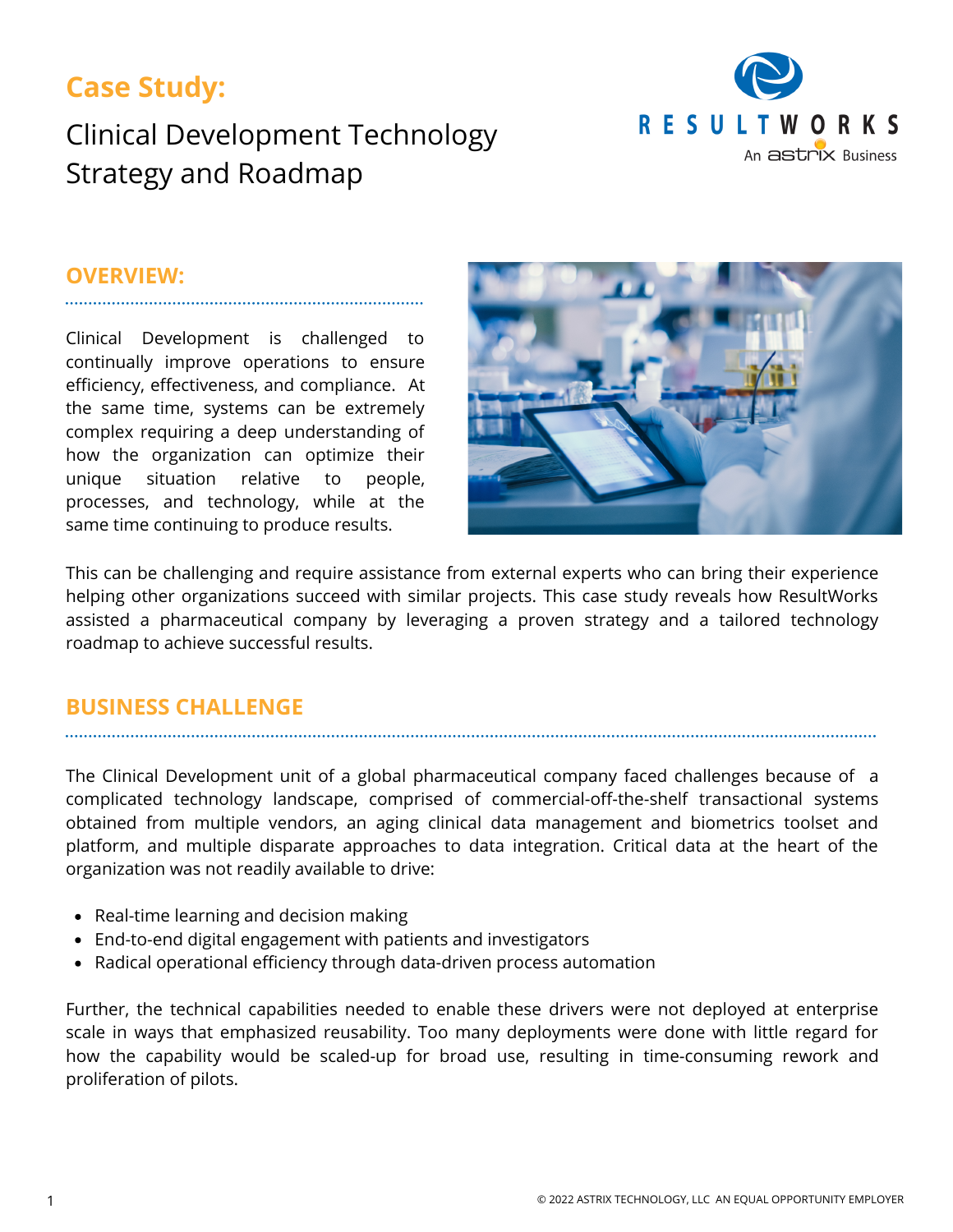# Case Study:

## Clinical Development Technology Strategy and Roadmap

RESULTWORKS
An astrix Business

## OVERVIEW:

Clinical Development is challenged to continually improve operations to ensure efficiency, effectiveness, and compliance. At the same time, systems can be extremely complex requiring a deep understanding of how the organization can optimize their unique situation relative to people, processes, and technology, while at the same time continuing to produce results.

This can be challenging and require assistance from external experts who can bring their experience helping other organizations succeed with similar projects. This case study reveals how ResultWorks assisted a pharmaceutical company by leveraging a proven strategy and a tailored technology roadmap to achieve successful results.

## BUSINESS CHALLENGE

The Clinical Development unit of a global pharmaceutical company faced challenges because of a complicated technology landscape, comprised of commercial-off-the-shelf transactional systems obtained from multiple vendors, an aging clinical data management and biometrics toolset and platform, and multiple disparate approaches to data integration. Critical data at the heart of the organization was not readily available to drive:

- Real-time learning and decision making
- End-to-end digital engagement with patients and investigators
- Radical operational efficiency through data-driven process automation

Further, the technical capabilities needed to enable these drivers were not deployed at enterprise scale in ways that emphasized reusability. Too many deployments were done with little regard for how the capability would be scaled-up for broad use, resulting in time-consuming rework and proliferation of pilots.

© 2022 ASTRIX TECHNOLOGY, LLC AN EQUAL OPPORTUNITY EMPLOYER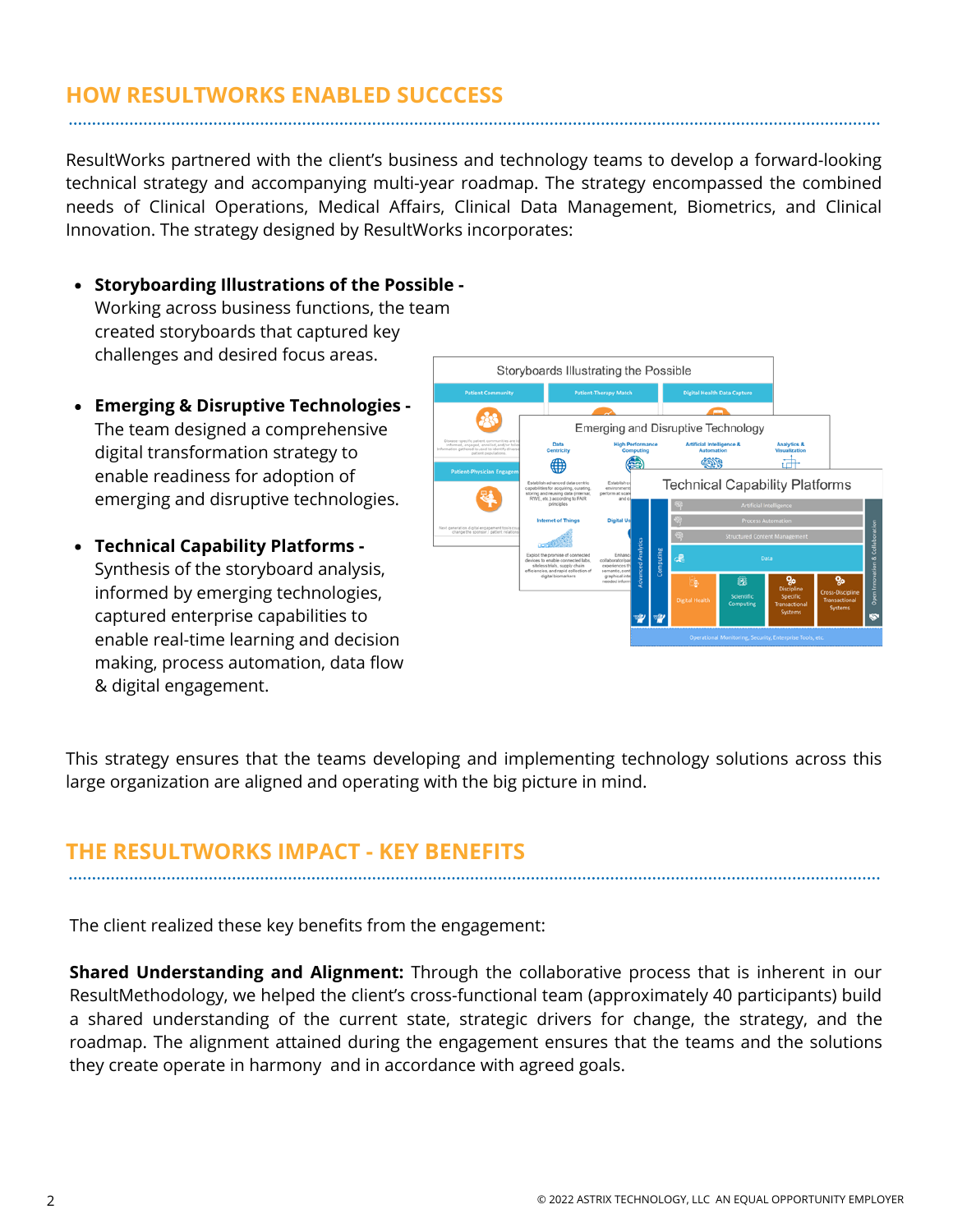## HOW RESULTWORKS ENABLED SUCCCESS

ResultWorks partnered with the client's business and technology teams to develop a forward-looking technical strategy and accompanying multi-year roadmap. The strategy encompassed the combined needs of Clinical Operations, Medical Affairs, Clinical Data Management, Biometrics, and Clinical Innovation. The strategy designed by ResultWorks incorporates:

- **Storyboarding Illustrations of the Possible -** Working across business functions, the team created storyboards that captured key challenges and desired focus areas.
- **Emerging & Disruptive Technologies -** The team designed a comprehensive digital transformation strategy to enable readiness for adoption of emerging and disruptive technologies.
- **Technical Capability Platforms -** Synthesis of the storyboard analysis, informed by emerging technologies, captured enterprise capabilities to enable real-time learning and decision making, process automation, data flow & digital engagement.

This strategy ensures that the teams developing and implementing technology solutions across this large organization are aligned and operating with the big picture in mind.

## THE RESULTWORKS IMPACT - KEY BENEFITS

The client realized these key benefits from the engagement:

**Shared Understanding and Alignment:** Through the collaborative process that is inherent in our ResultMethodology, we helped the client's cross-functional team (approximately 40 participants) build a shared understanding of the current state, strategic drivers for change, the strategy, and the roadmap. The alignment attained during the engagement ensures that the teams and the solutions they create operate in harmony and in accordance with agreed goals.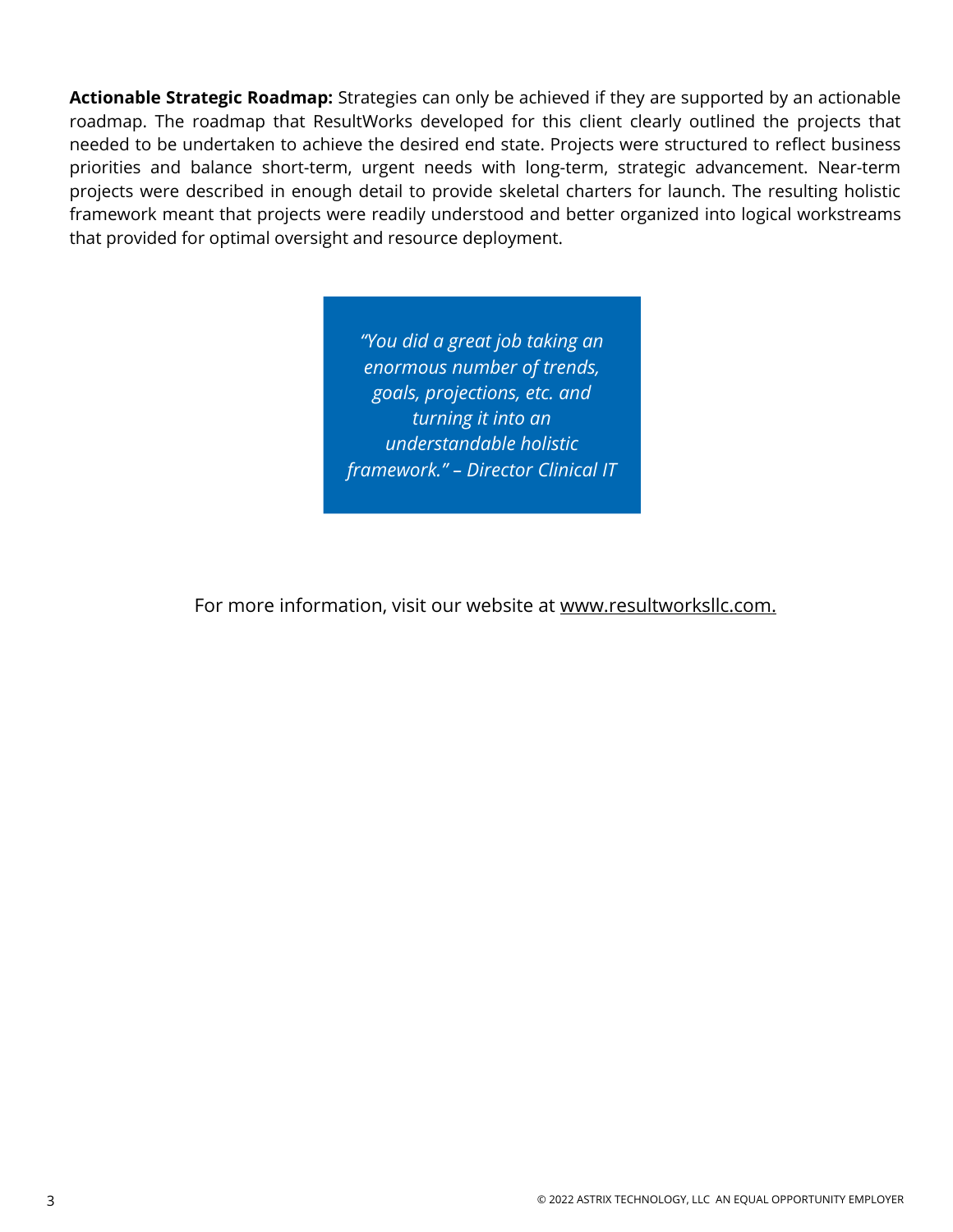**Actionable Strategic Roadmap:** Strategies can only be achieved if they are supported by an actionable roadmap. The roadmap that ResultWorks developed for this client clearly outlined the projects that needed to be undertaken to achieve the desired end state. Projects were structured to reflect business priorities and balance short-term, urgent needs with long-term, strategic advancement. Near-term projects were described in enough detail to provide skeletal charters for launch. The resulting holistic framework meant that projects were readily understood and better organized into logical workstreams that provided for optimal oversight and resource deployment.

> *"You did a great job taking an enormous number of trends, goals, projections, etc. and turning it into an understandable holistic framework." – Director Clinical IT*

For more information, visit our website at www.resultworksllc.com.

© 2022 ASTRIX TECHNOLOGY, LLC  AN EQUAL OPPORTUNITY EMPLOYER